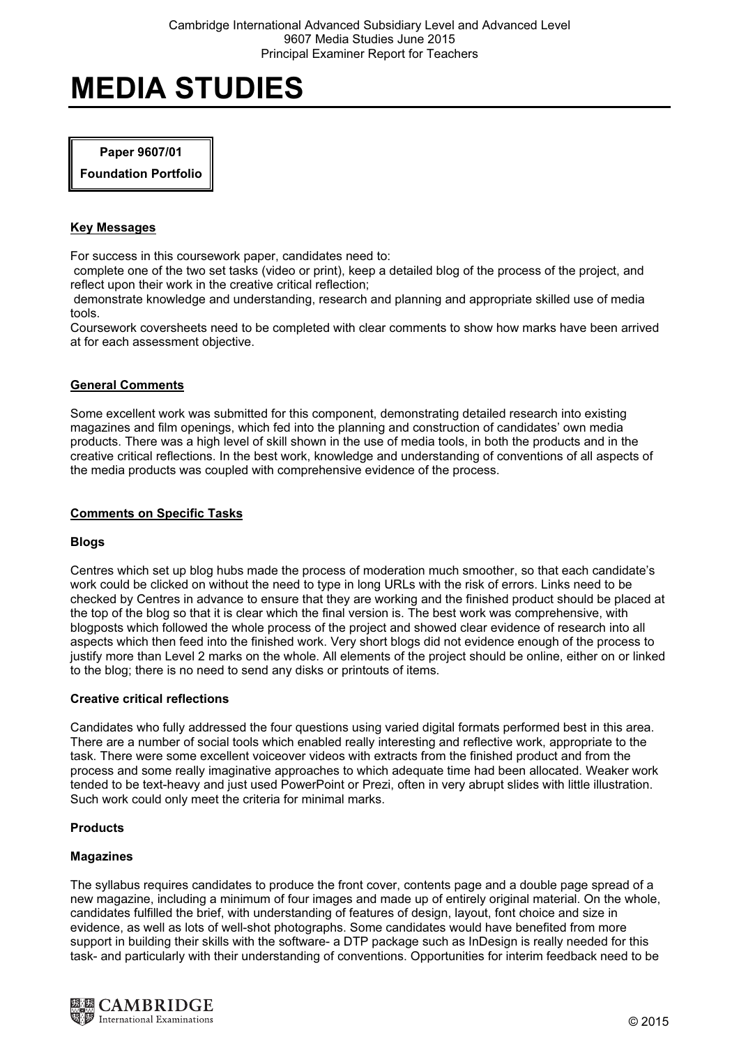# MEDIA STUDIES

**Paper 9607/01**

**Foundation Portfolio**

## Key Messages

For success in this coursework paper, candidates need to:

- complete one of the two set tasks (video or print), keep a detailed blog of the process of the project, and reflect upon their work in the creative critical reflection;
- demonstrate knowledge and understanding, research and planning and appropriate skilled use of media tools.

Coursework coversheets need to be completed with clear comments to show how marks have been arrived at for each assessment objective.

## General Comments

Some excellent work was submitted for this component, demonstrating detailed research into existing magazines and film openings, which fed into the planning and construction of candidates' own media products. There was a high level of skill shown in the use of media tools, in both the products and in the creative critical reflections. In the best work, knowledge and understanding of conventions of all aspects of the media products was coupled with comprehensive evidence of the process.

## Comments on Specific Tasks

### Blogs

Centres which set up blog hubs made the process of moderation much smoother, so that each candidate's work could be clicked on without the need to type in long URLs with the risk of errors. Links need to be checked by Centres in advance to ensure that they are working and the finished product should be placed at the top of the blog so that it is clear which the final version is. The best work was comprehensive, with blogposts which followed the whole process of the project and showed clear evidence of research into all aspects which then feed into the finished work. Very short blogs did not evidence enough of the process to justify more than Level 2 marks on the whole. All elements of the project should be online, either on or linked to the blog; there is no need to send any disks or printouts of items.

### Creative critical reflections

Candidates who fully addressed the four questions using varied digital formats performed best in this area. There are a number of social tools which enabled really interesting and reflective work, appropriate to the task. There were some excellent voiceover videos with extracts from the finished product and from the process and some really imaginative approaches to which adequate time had been allocated. Weaker work tended to be text-heavy and just used PowerPoint or Prezi, often in very abrupt slides with little illustration. Such work could only meet the criteria for minimal marks.

### Products

#### Magazines

The syllabus requires candidates to produce the front cover, contents page and a double page spread of a new magazine, including a minimum of four images and made up of entirely original material. On the whole, candidates fulfilled the brief, with understanding of features of design, layout, font choice and size in evidence, as well as lots of well-shot photographs. Some candidates would have benefited from more support in building their skills with the software- a DTP package such as InDesign is really needed for this task- and particularly with their understanding of conventions. Opportunities for interim feedback need to be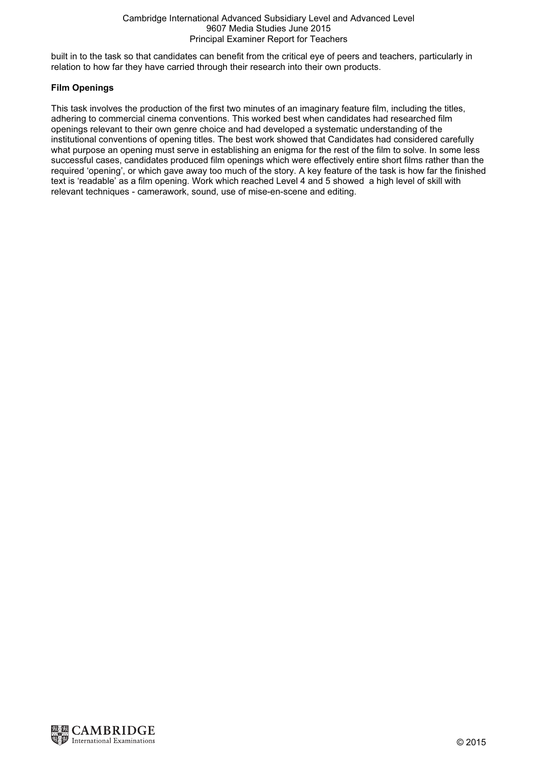built in to the task so that candidates can benefit from the critical eye of peers and teachers, particularly in relation to how far they have carried through their research into their own products.

**Film Openings**

This task involves the production of the first two minutes of an imaginary feature film, including the titles, adhering to commercial cinema conventions. This worked best when candidates had researched film openings relevant to their own genre choice and had developed a systematic understanding of the institutional conventions of opening titles. The best work showed that Candidates had considered carefully what purpose an opening must serve in establishing an enigma for the rest of the film to solve. In some less successful cases, candidates produced film openings which were effectively entire short films rather than the required 'opening', or which gave away too much of the story. A key feature of the task is how far the finished text is 'readable' as a film opening. Work which reached Level 4 and 5 showed a high level of skill with relevant techniques - camerawork, sound, use of mise-en-scene and editing.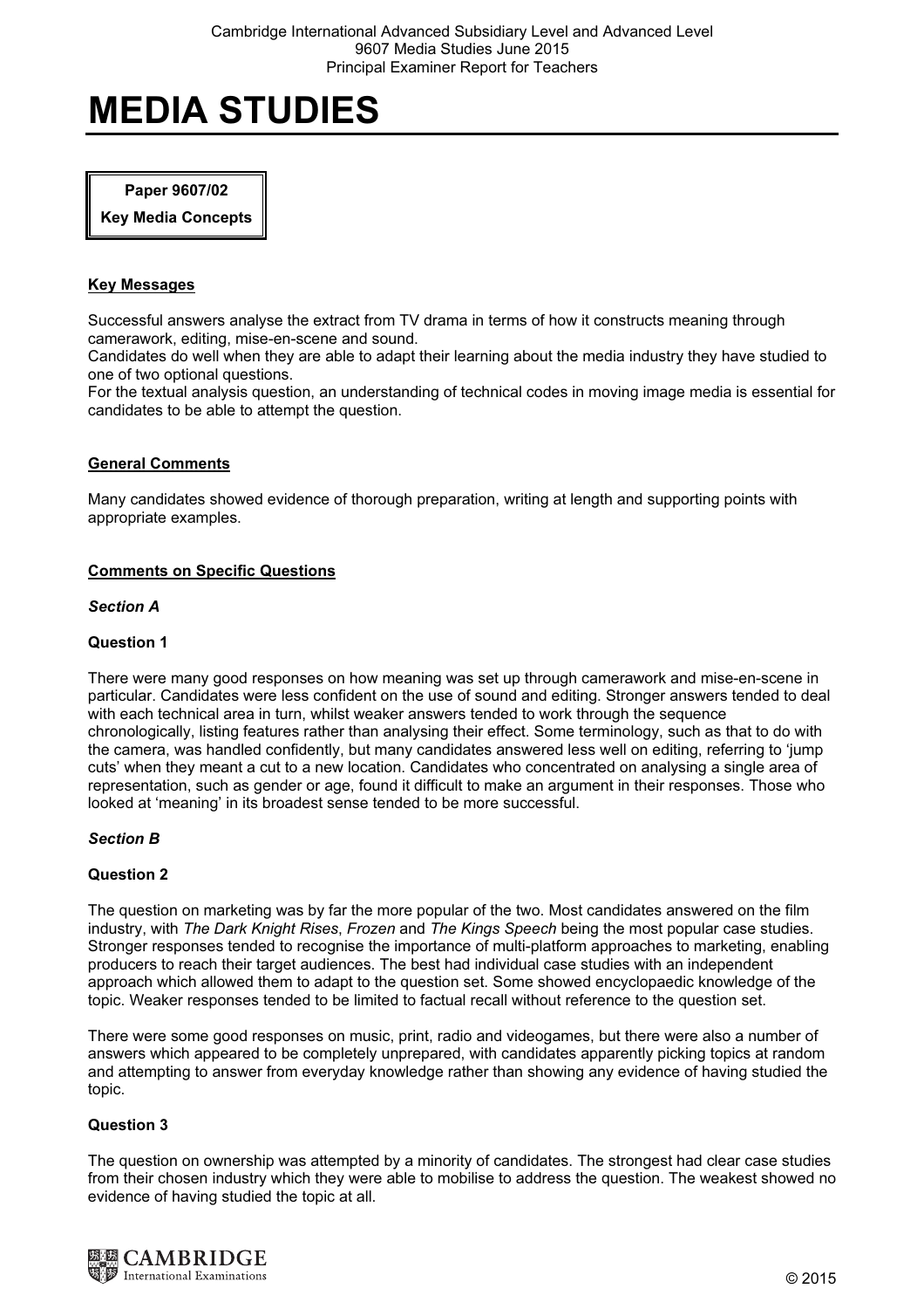# MEDIA STUDIES

**Paper 9607/02**

**Key Media Concepts**

## Key Messages

Successful answers analyse the extract from TV drama in terms of how it constructs meaning through camerawork, editing, mise-en-scene and sound.
Candidates do well when they are able to adapt their learning about the media industry they have studied to one of two optional questions.
For the textual analysis question, an understanding of technical codes in moving image media is essential for candidates to be able to attempt the question.

## General Comments

Many candidates showed evidence of thorough preparation, writing at length and supporting points with appropriate examples.

## Comments on Specific Questions

### *Section A*

**Question 1**

There were many good responses on how meaning was set up through camerawork and mise-en-scene in particular. Candidates were less confident on the use of sound and editing. Stronger answers tended to deal with each technical area in turn, whilst weaker answers tended to work through the sequence chronologically, listing features rather than analysing their effect. Some terminology, such as that to do with the camera, was handled confidently, but many candidates answered less well on editing, referring to 'jump cuts' when they meant a cut to a new location. Candidates who concentrated on analysing a single area of representation, such as gender or age, found it difficult to make an argument in their responses. Those who looked at 'meaning' in its broadest sense tended to be more successful.

### *Section B*

**Question 2**

The question on marketing was by far the more popular of the two. Most candidates answered on the film industry, with *The Dark Knight Rises*, *Frozen* and *The Kings Speech* being the most popular case studies. Stronger responses tended to recognise the importance of multi-platform approaches to marketing, enabling producers to reach their target audiences. The best had individual case studies with an independent approach which allowed them to adapt to the question set. Some showed encyclopaedic knowledge of the topic. Weaker responses tended to be limited to factual recall without reference to the question set.

There were some good responses on music, print, radio and videogames, but there were also a number of answers which appeared to be completely unprepared, with candidates apparently picking topics at random and attempting to answer from everyday knowledge rather than showing any evidence of having studied the topic.

**Question 3**

The question on ownership was attempted by a minority of candidates. The strongest had clear case studies from their chosen industry which they were able to mobilise to address the question. The weakest showed no evidence of having studied the topic at all.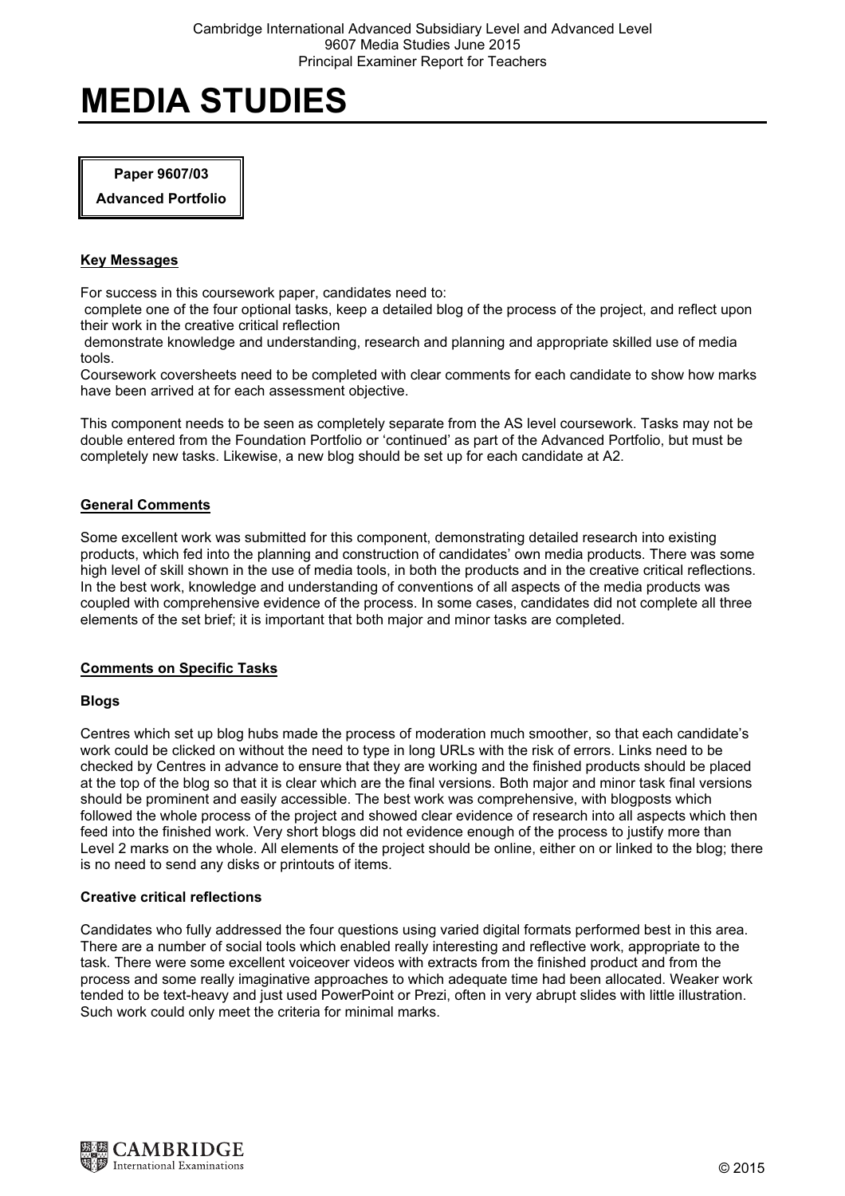# MEDIA STUDIES

**Paper 9607/03**

**Advanced Portfolio**

## Key Messages

For success in this coursework paper, candidates need to:

- complete one of the four optional tasks, keep a detailed blog of the process of the project, and reflect upon their work in the creative critical reflection
- demonstrate knowledge and understanding, research and planning and appropriate skilled use of media tools.

Coursework coversheets need to be completed with clear comments for each candidate to show how marks have been arrived at for each assessment objective.

This component needs to be seen as completely separate from the AS level coursework. Tasks may not be double entered from the Foundation Portfolio or 'continued' as part of the Advanced Portfolio, but must be completely new tasks. Likewise, a new blog should be set up for each candidate at A2.

## General Comments

Some excellent work was submitted for this component, demonstrating detailed research into existing products, which fed into the planning and construction of candidates' own media products. There was some high level of skill shown in the use of media tools, in both the products and in the creative critical reflections. In the best work, knowledge and understanding of conventions of all aspects of the media products was coupled with comprehensive evidence of the process. In some cases, candidates did not complete all three elements of the set brief; it is important that both major and minor tasks are completed.

## Comments on Specific Tasks

### Blogs

Centres which set up blog hubs made the process of moderation much smoother, so that each candidate's work could be clicked on without the need to type in long URLs with the risk of errors. Links need to be checked by Centres in advance to ensure that they are working and the finished products should be placed at the top of the blog so that it is clear which are the final versions. Both major and minor task final versions should be prominent and easily accessible. The best work was comprehensive, with blogposts which followed the whole process of the project and showed clear evidence of research into all aspects which then feed into the finished work. Very short blogs did not evidence enough of the process to justify more than Level 2 marks on the whole. All elements of the project should be online, either on or linked to the blog; there is no need to send any disks or printouts of items.

### Creative critical reflections

Candidates who fully addressed the four questions using varied digital formats performed best in this area. There are a number of social tools which enabled really interesting and reflective work, appropriate to the task. There were some excellent voiceover videos with extracts from the finished product and from the process and some really imaginative approaches to which adequate time had been allocated. Weaker work tended to be text-heavy and just used PowerPoint or Prezi, often in very abrupt slides with little illustration. Such work could only meet the criteria for minimal marks.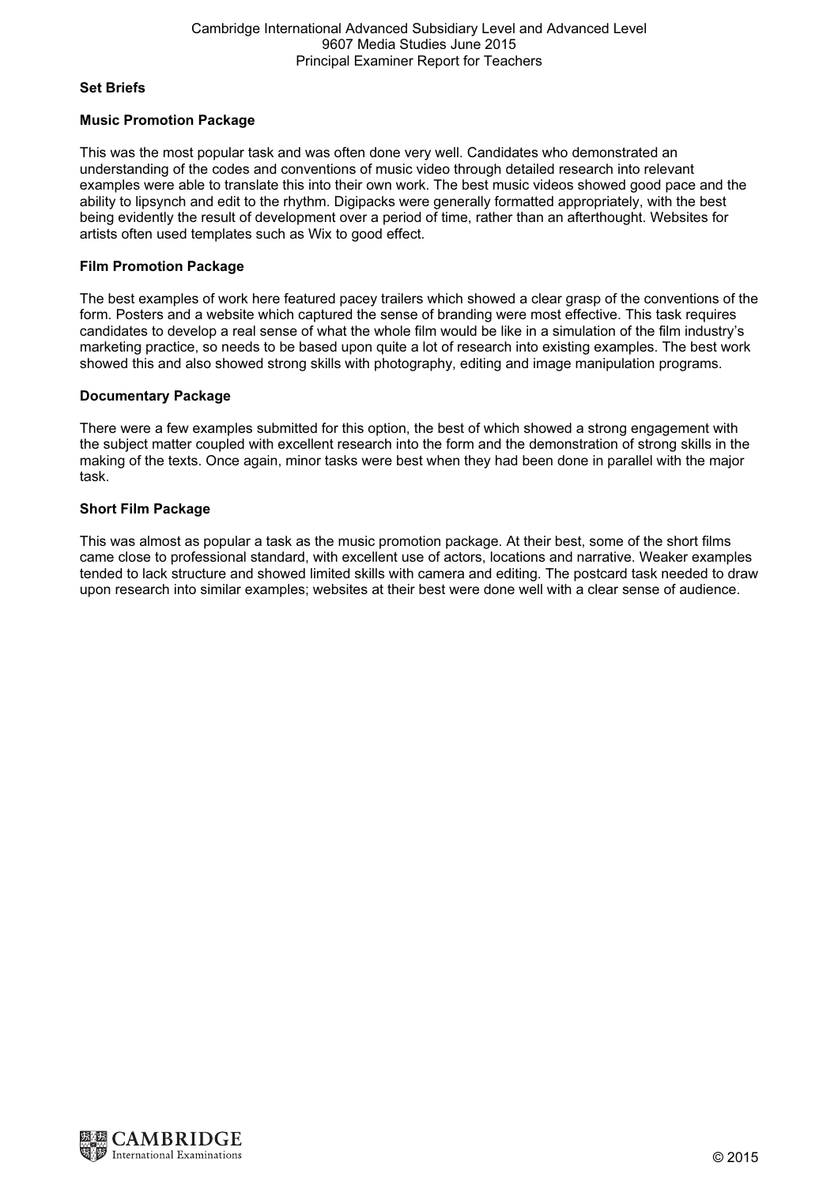### Set Briefs

#### Music Promotion Package

This was the most popular task and was often done very well. Candidates who demonstrated an understanding of the codes and conventions of music video through detailed research into relevant examples were able to translate this into their own work. The best music videos showed good pace and the ability to lipsynch and edit to the rhythm. Digipacks were generally formatted appropriately, with the best being evidently the result of development over a period of time, rather than an afterthought. Websites for artists often used templates such as Wix to good effect.

#### Film Promotion Package

The best examples of work here featured pacey trailers which showed a clear grasp of the conventions of the form. Posters and a website which captured the sense of branding were most effective. This task requires candidates to develop a real sense of what the whole film would be like in a simulation of the film industry's marketing practice, so needs to be based upon quite a lot of research into existing examples. The best work showed this and also showed strong skills with photography, editing and image manipulation programs.

#### Documentary Package

There were a few examples submitted for this option, the best of which showed a strong engagement with the subject matter coupled with excellent research into the form and the demonstration of strong skills in the making of the texts. Once again, minor tasks were best when they had been done in parallel with the major task.

#### Short Film Package

This was almost as popular a task as the music promotion package. At their best, some of the short films came close to professional standard, with excellent use of actors, locations and narrative. Weaker examples tended to lack structure and showed limited skills with camera and editing. The postcard task needed to draw upon research into similar examples; websites at their best were done well with a clear sense of audience.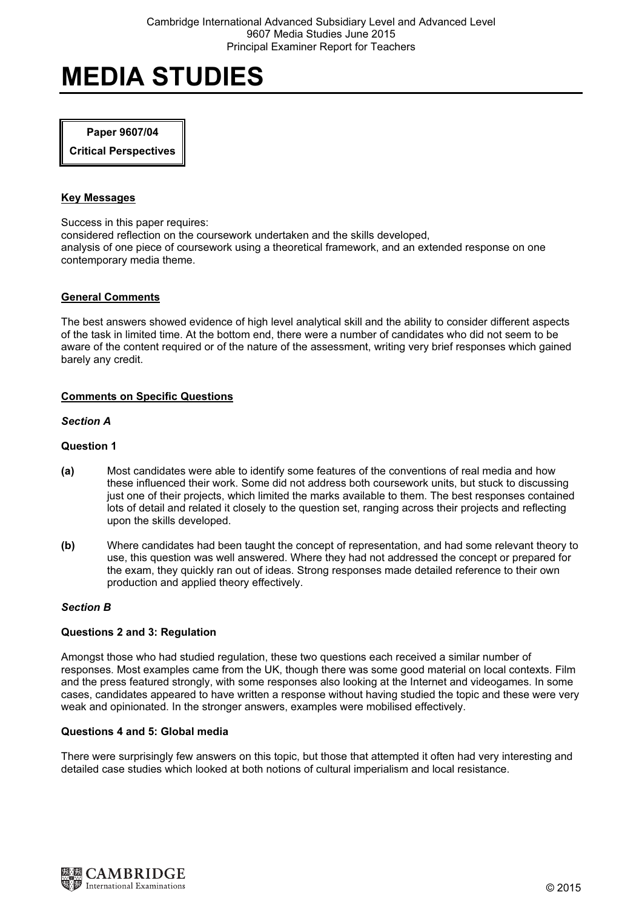# MEDIA STUDIES

**Paper 9607/04**

**Critical Perspectives**

## Key Messages

Success in this paper requires:
considered reflection on the coursework undertaken and the skills developed,
analysis of one piece of coursework using a theoretical framework, and an extended response on one contemporary media theme.

## General Comments

The best answers showed evidence of high level analytical skill and the ability to consider different aspects of the task in limited time. At the bottom end, there were a number of candidates who did not seem to be aware of the content required or of the nature of the assessment, writing very brief responses which gained barely any credit.

## Comments on Specific Questions

### *Section A*

**Question 1**

**(a)** Most candidates were able to identify some features of the conventions of real media and how these influenced their work. Some did not address both coursework units, but stuck to discussing just one of their projects, which limited the marks available to them. The best responses contained lots of detail and related it closely to the question set, ranging across their projects and reflecting upon the skills developed.

**(b)** Where candidates had been taught the concept of representation, and had some relevant theory to use, this question was well answered. Where they had not addressed the concept or prepared for the exam, they quickly ran out of ideas. Strong responses made detailed reference to their own production and applied theory effectively.

### *Section B*

**Questions 2 and 3: Regulation**

Amongst those who had studied regulation, these two questions each received a similar number of responses. Most examples came from the UK, though there was some good material on local contexts. Film and the press featured strongly, with some responses also looking at the Internet and videogames. In some cases, candidates appeared to have written a response without having studied the topic and these were very weak and opinionated. In the stronger answers, examples were mobilised effectively.

**Questions 4 and 5: Global media**

There were surprisingly few answers on this topic, but those that attempted it often had very interesting and detailed case studies which looked at both notions of cultural imperialism and local resistance.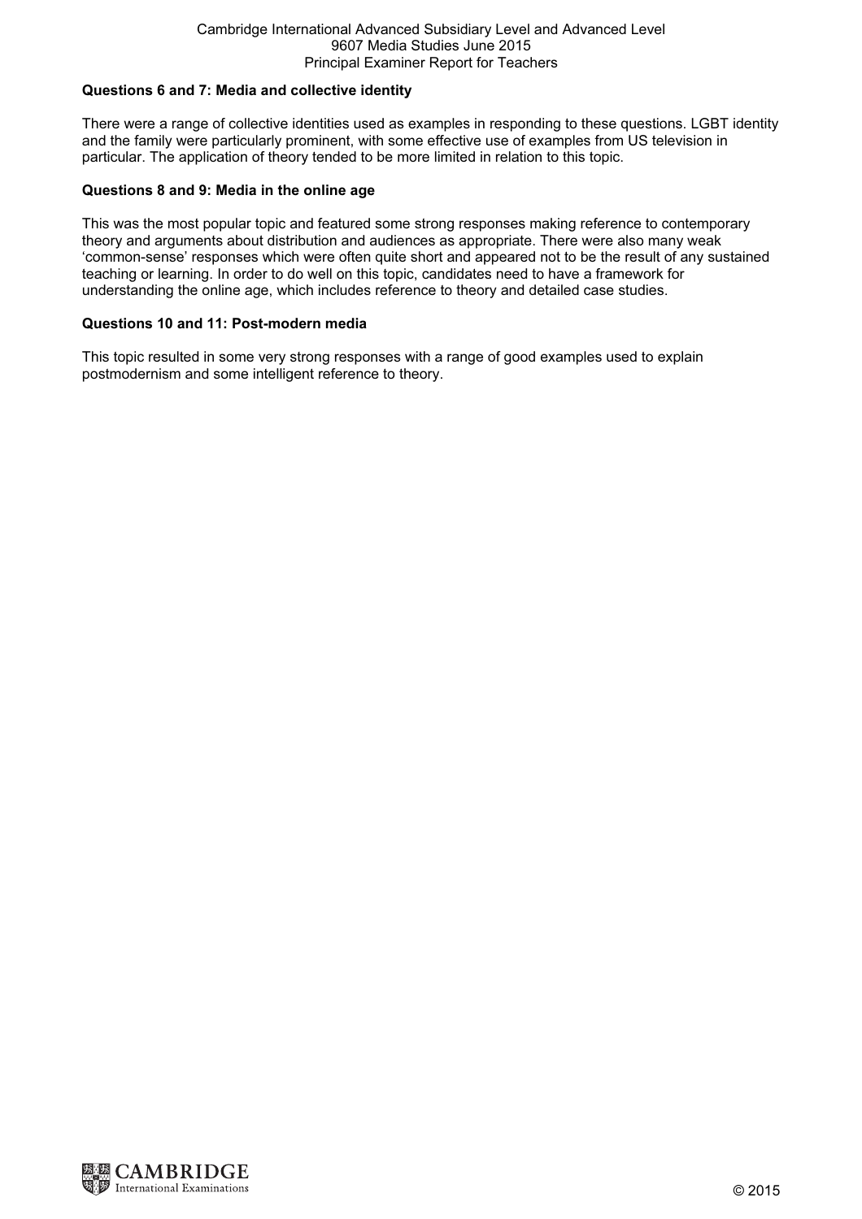**Questions 6 and 7: Media and collective identity**

There were a range of collective identities used as examples in responding to these questions. LGBT identity and the family were particularly prominent, with some effective use of examples from US television in particular. The application of theory tended to be more limited in relation to this topic.

**Questions 8 and 9: Media in the online age**

This was the most popular topic and featured some strong responses making reference to contemporary theory and arguments about distribution and audiences as appropriate. There were also many weak 'common-sense' responses which were often quite short and appeared not to be the result of any sustained teaching or learning. In order to do well on this topic, candidates need to have a framework for understanding the online age, which includes reference to theory and detailed case studies.

**Questions 10 and 11: Post-modern media**

This topic resulted in some very strong responses with a range of good examples used to explain postmodernism and some intelligent reference to theory.